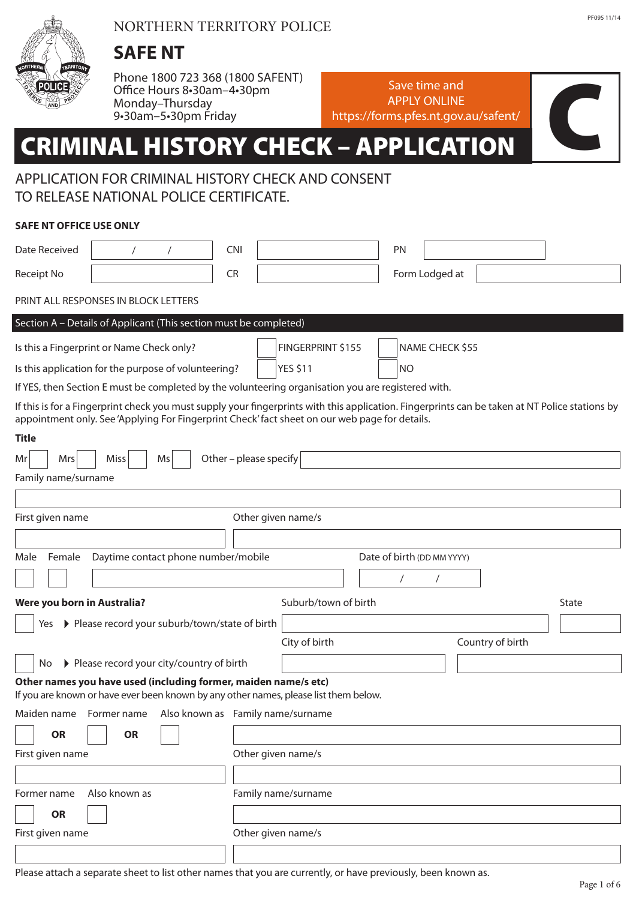NORTHERN TERRITORY POLICE

# SAFE NT

Phone 1800 723 368 (1800 SAFENT)
Office Hours 8•30am–4•30pm
Monday–Thursday
9•30am–5•30pm Friday

Save time and
APPLY ONLINE
https://forms.pfes.nt.gov.au/safent/

**C**

# CRIMINAL HISTORY CHECK – APPLICATION

APPLICATION FOR CRIMINAL HISTORY CHECK AND CONSENT TO RELEASE NATIONAL POLICE CERTIFICATE.

**SAFE NT OFFICE USE ONLY**

| | | | | | |
|---|---|---|---|---|---|
| Date Received | / / | CNI | | PN | |
| Receipt No | | CR | | Form Lodged at | |

PRINT ALL RESPONSES IN BLOCK LETTERS

## Section A – Details of Applicant (This section must be completed)

Is this a Fingerprint or Name Check only? ☐ FINGERPRINT $155 ☐ NAME CHECK $55

Is this application for the purpose of volunteering? ☐ YES $11 ☐ NO

If YES, then Section E must be completed by the volunteering organisation you are registered with.

If this is for a Fingerprint check you must supply your fingerprints with this application. Fingerprints can be taken at NT Police stations by appointment only. See 'Applying For Fingerprint Check' fact sheet on our web page for details.

**Title**

Mr ☐ Mrs ☐ Miss ☐ Ms ☐ Other – please specify ____________

Family name/surname

____________

First given name ____________ Other given name/s ____________

Male ☐ Female ☐ Daytime contact phone number/mobile ____________ Date of birth (DD MM YYYY) / /

**Were you born in Australia?**

☐ Yes ▸ Please record your suburb/town/state of birth — Suburb/town of birth ____________ State ____________

☐ No ▸ Please record your city/country of birth — City of birth ____________ Country of birth ____________

**Other names you have used (including former, maiden name/s etc)**
If you are known or have ever been known by any other names, please list them below.

Maiden name ☐ **OR** Former name ☐ **OR** Also known as ☐ Family name/surname ____________

First given name ____________ Other given name/s ____________

Former name ☐ **OR** Also known as ☐ Family name/surname ____________

First given name ____________ Other given name/s ____________

Please attach a separate sheet to list other names that you are currently, or have previously, been known as.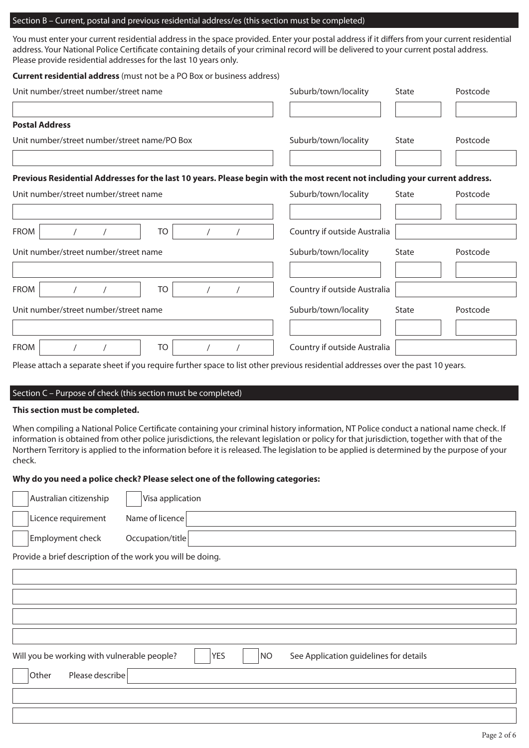## Section B – Current, postal and previous residential address/es (this section must be completed)

You must enter your current residential address in the space provided. Enter your postal address if it differs from your current residential address. Your National Police Certificate containing details of your criminal record will be delivered to your current postal address. Please provide residential addresses for the last 10 years only.

**Current residential address** (must not be a PO Box or business address)

| Unit number/street number/street name | Suburb/town/locality | State | Postcode |
|---|---|---|---|
| | | | |

**Postal Address**

| Unit number/street number/street name/PO Box | Suburb/town/locality | State | Postcode |
|---|---|---|---|
| | | | |

**Previous Residential Addresses for the last 10 years. Please begin with the most recent not including your current address.**

| Unit number/street number/street name | Suburb/town/locality | State | Postcode |
|---|---|---|---|
| | | | |
| FROM / / TO / / | Country if outside Australia | | |

| Unit number/street number/street name | Suburb/town/locality | State | Postcode |
|---|---|---|---|
| | | | |
| FROM / / TO / / | Country if outside Australia | | |

| Unit number/street number/street name | Suburb/town/locality | State | Postcode |
|---|---|---|---|
| | | | |
| FROM / / TO / / | Country if outside Australia | | |

Please attach a separate sheet if you require further space to list other previous residential addresses over the past 10 years.

## Section C – Purpose of check (this section must be completed)

**This section must be completed.**

When compiling a National Police Certificate containing your criminal history information, NT Police conduct a national name check. If information is obtained from other police jurisdictions, the relevant legislation or policy for that jurisdiction, together with that of the Northern Territory is applied to the information before it is released. The legislation to be applied is determined by the purpose of your check.

**Why do you need a police check? Please select one of the following categories:**

☐ Australian citizenship ☐ Visa application

☐ Licence requirement Name of licence

☐ Employment check Occupation/title

Provide a brief description of the work you will be doing.

Will you be working with vulnerable people? ☐ YES ☐ NO See Application guidelines for details

☐ Other Please describe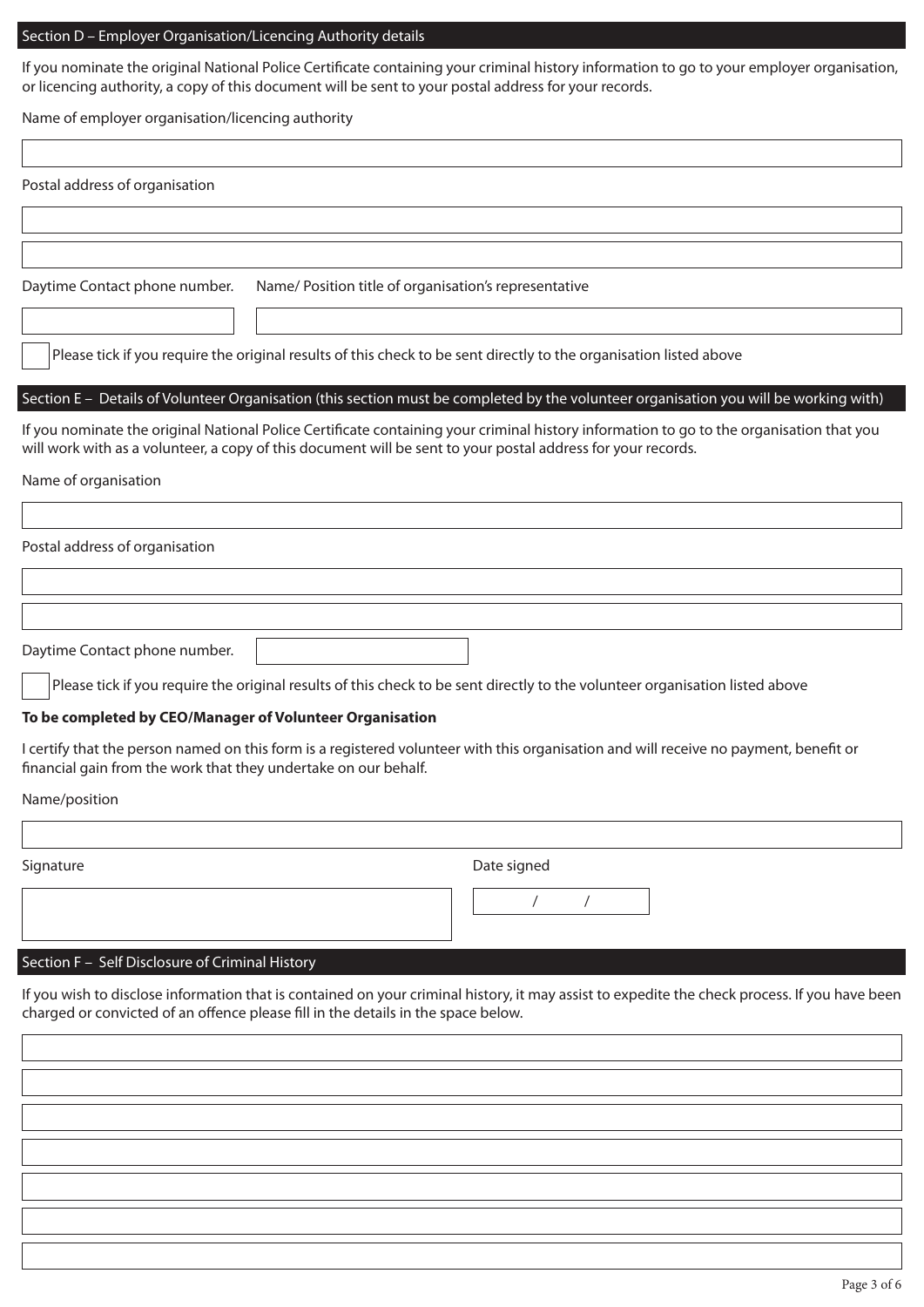## Section D – Employer Organisation/Licencing Authority details

If you nominate the original National Police Certificate containing your criminal history information to go to your employer organisation, or licencing authority, a copy of this document will be sent to your postal address for your records.

Name of employer organisation/licencing authority

Postal address of organisation

Daytime Contact phone number.

Name/ Position title of organisation's representative

☐ Please tick if you require the original results of this check to be sent directly to the organisation listed above

## Section E – Details of Volunteer Organisation (this section must be completed by the volunteer organisation you will be working with)

If you nominate the original National Police Certificate containing your criminal history information to go to the organisation that you will work with as a volunteer, a copy of this document will be sent to your postal address for your records.

Name of organisation

Postal address of organisation

Daytime Contact phone number.

☐ Please tick if you require the original results of this check to be sent directly to the volunteer organisation listed above

**To be completed by CEO/Manager of Volunteer Organisation**

I certify that the person named on this form is a registered volunteer with this organisation and will receive no payment, benefit or financial gain from the work that they undertake on our behalf.

Name/position

Signature

Date signed

/ /

## Section F – Self Disclosure of Criminal History

If you wish to disclose information that is contained on your criminal history, it may assist to expedite the check process. If you have been charged or convicted of an offence please fill in the details in the space below.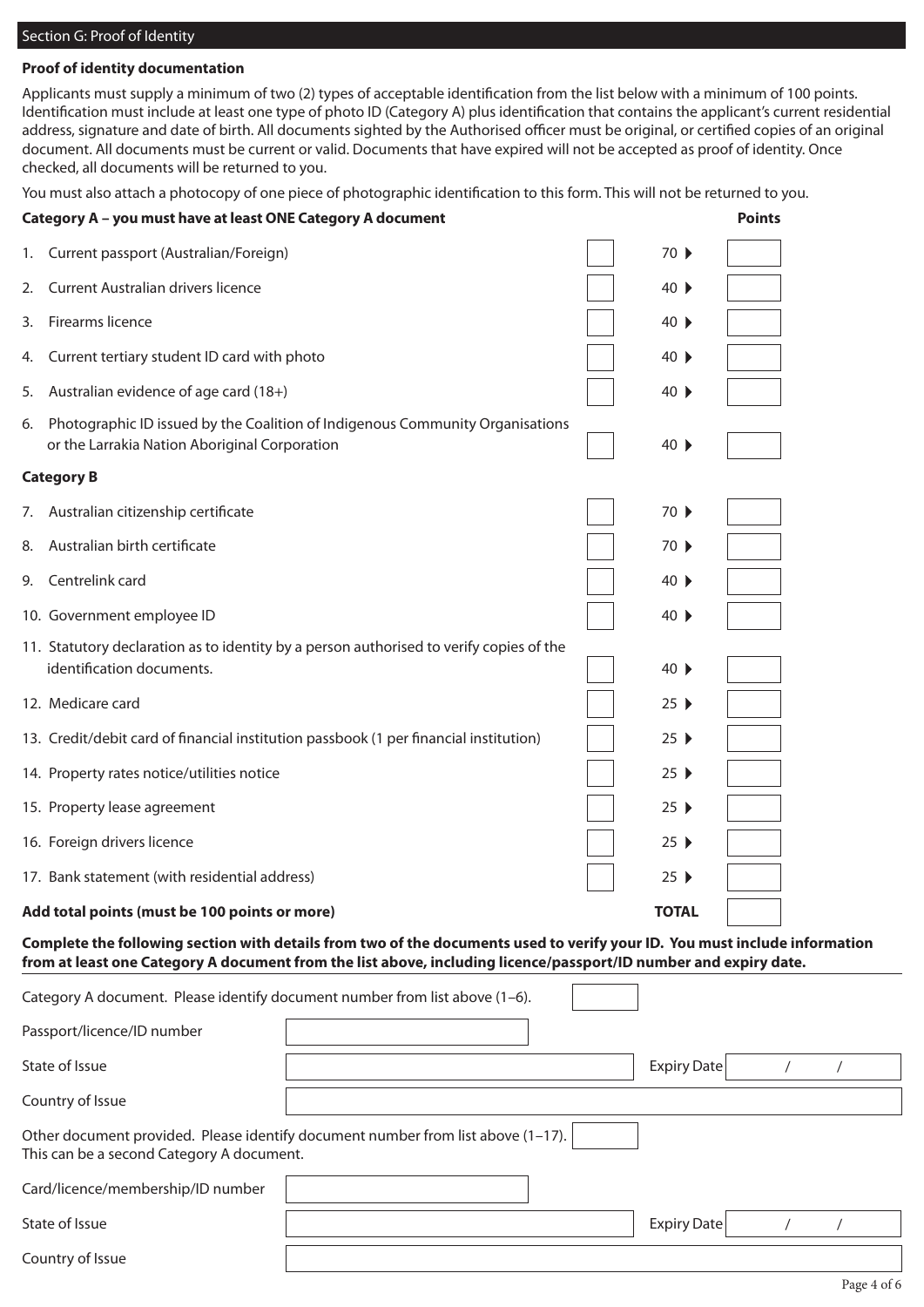## Section G: Proof of Identity

**Proof of identity documentation**

Applicants must supply a minimum of two (2) types of acceptable identification from the list below with a minimum of 100 points. Identification must include at least one type of photo ID (Category A) plus identification that contains the applicant's current residential address, signature and date of birth. All documents sighted by the Authorised officer must be original, or certified copies of an original document. All documents must be current or valid. Documents that have expired will not be accepted as proof of identity. Once checked, all documents will be returned to you.

You must also attach a photocopy of one piece of photographic identification to this form. This will not be returned to you.

| **Category A – you must have at least ONE Category A document** | | | **Points** |
|---|---|---|---|
| 1. Current passport (Australian/Foreign) | ☐ | 70 ▶ | |
| 2. Current Australian drivers licence | ☐ | 40 ▶ | |
| 3. Firearms licence | ☐ | 40 ▶ | |
| 4. Current tertiary student ID card with photo | ☐ | 40 ▶ | |
| 5. Australian evidence of age card (18+) | ☐ | 40 ▶ | |
| 6. Photographic ID issued by the Coalition of Indigenous Community Organisations or the Larrakia Nation Aboriginal Corporation | ☐ | 40 ▶ | |
| **Category B** | | | |
| 7. Australian citizenship certificate | ☐ | 70 ▶ | |
| 8. Australian birth certificate | ☐ | 70 ▶ | |
| 9. Centrelink card | ☐ | 40 ▶ | |
| 10. Government employee ID | ☐ | 40 ▶ | |
| 11. Statutory declaration as to identity by a person authorised to verify copies of the identification documents. | ☐ | 40 ▶ | |
| 12. Medicare card | ☐ | 25 ▶ | |
| 13. Credit/debit card of financial institution passbook (1 per financial institution) | ☐ | 25 ▶ | |
| 14. Property rates notice/utilities notice | ☐ | 25 ▶ | |
| 15. Property lease agreement | ☐ | 25 ▶ | |
| 16. Foreign drivers licence | ☐ | 25 ▶ | |
| 17. Bank statement (with residential address) | ☐ | 25 ▶ | |
| **Add total points (must be 100 points or more)** | | **TOTAL** | |

**Complete the following section with details from two of the documents used to verify your ID. You must include information from at least one Category A document from the list above, including licence/passport/ID number and expiry date.**

Category A document. Please identify document number from list above (1–6). \_\_\_\_\_\_\_\_

Passport/licence/ID number \_\_\_\_\_\_\_\_\_\_\_\_\_\_\_\_

State of Issue \_\_\_\_\_\_\_\_\_\_\_\_\_\_\_\_ Expiry Date \_\_\_ / \_\_\_ / \_\_\_

Country of Issue \_\_\_\_\_\_\_\_\_\_\_\_\_\_\_\_

Other document provided. Please identify document number from list above (1–17). \_\_\_\_\_\_\_\_
This can be a second Category A document.

Card/licence/membership/ID number \_\_\_\_\_\_\_\_\_\_\_\_\_\_\_\_

State of Issue \_\_\_\_\_\_\_\_\_\_\_\_\_\_\_\_ Expiry Date \_\_\_ / \_\_\_ / \_\_\_

Country of Issue \_\_\_\_\_\_\_\_\_\_\_\_\_\_\_\_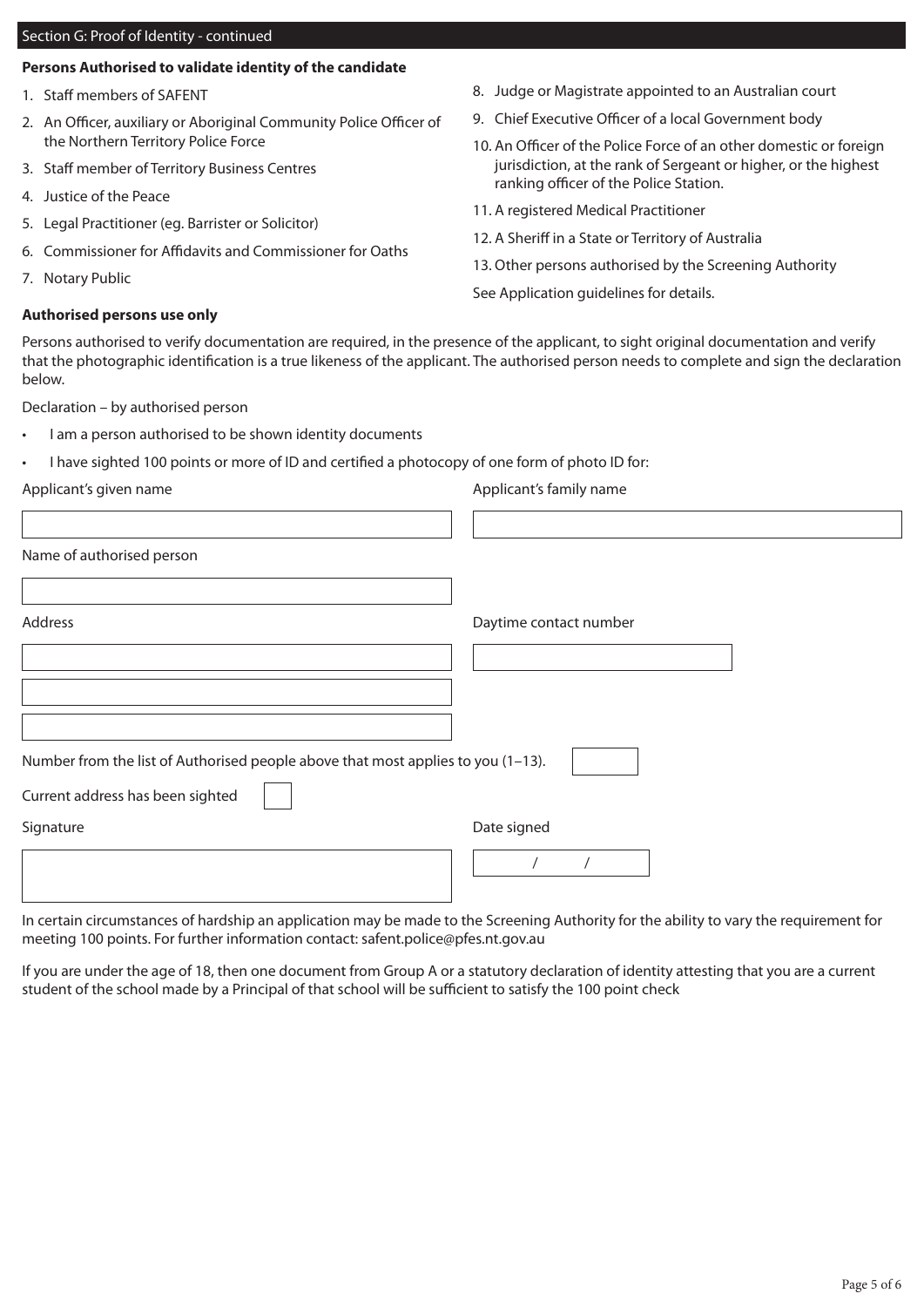## Section G: Proof of Identity - continued

**Persons Authorised to validate identity of the candidate**

1. Staff members of SAFENT
2. An Officer, auxiliary or Aboriginal Community Police Officer of the Northern Territory Police Force
3. Staff member of Territory Business Centres
4. Justice of the Peace
5. Legal Practitioner (eg. Barrister or Solicitor)
6. Commissioner for Affidavits and Commissioner for Oaths
7. Notary Public
8. Judge or Magistrate appointed to an Australian court
9. Chief Executive Officer of a local Government body
10. An Officer of the Police Force of an other domestic or foreign jurisdiction, at the rank of Sergeant or higher, or the highest ranking officer of the Police Station.
11. A registered Medical Practitioner
12. A Sheriff in a State or Territory of Australia
13. Other persons authorised by the Screening Authority

See Application guidelines for details.

**Authorised persons use only**

Persons authorised to verify documentation are required, in the presence of the applicant, to sight original documentation and verify that the photographic identification is a true likeness of the applicant. The authorised person needs to complete and sign the declaration below.

Declaration – by authorised person

- I am a person authorised to be shown identity documents
- I have sighted 100 points or more of ID and certified a photocopy of one form of photo ID for:

Applicant's given name

Applicant's family name

Name of authorised person

Address

Daytime contact number

Number from the list of Authorised people above that most applies to you (1–13).

Current address has been sighted

Signature

Date signed

/ /

In certain circumstances of hardship an application may be made to the Screening Authority for the ability to vary the requirement for meeting 100 points. For further information contact: safent.police@pfes.nt.gov.au

If you are under the age of 18, then one document from Group A or a statutory declaration of identity attesting that you are a current student of the school made by a Principal of that school will be sufficient to satisfy the 100 point check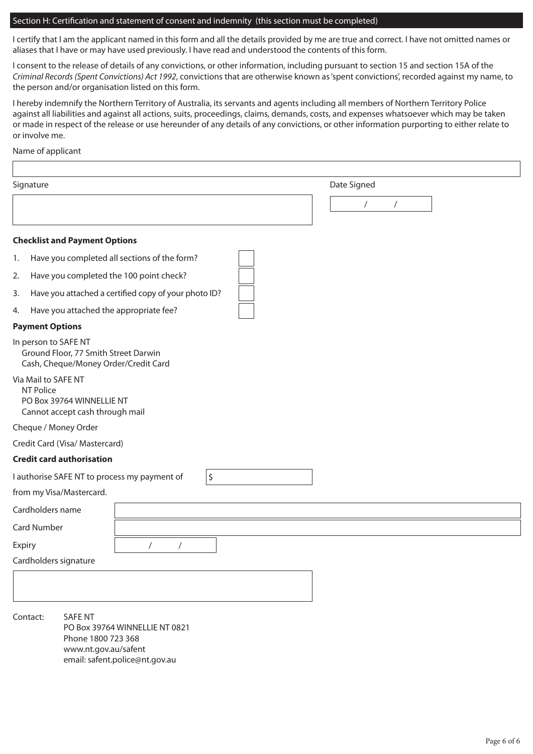## Section H: Certification and statement of consent and indemnity (this section must be completed)

I certify that I am the applicant named in this form and all the details provided by me are true and correct. I have not omitted names or aliases that I have or may have used previously. I have read and understood the contents of this form.

I consent to the release of details of any convictions, or other information, including pursuant to section 15 and section 15A of the *Criminal Records (Spent Convictions) Act 1992*, convictions that are otherwise known as 'spent convictions', recorded against my name, to the person and/or organisation listed on this form.

I hereby indemnify the Northern Territory of Australia, its servants and agents including all members of Northern Territory Police against all liabilities and against all actions, suits, proceedings, claims, demands, costs, and expenses whatsoever which may be taken or made in respect of the release or use hereunder of any details of any convictions, or other information purporting to either relate to or involve me.

Name of applicant

Signature

Date Signed
/ /

**Checklist and Payment Options**

1. Have you completed all sections of the form? ☐
2. Have you completed the 100 point check? ☐
3. Have you attached a certified copy of your photo ID? ☐
4. Have you attached the appropriate fee? ☐

**Payment Options**

In person to SAFE NT
Ground Floor, 77 Smith Street Darwin
Cash, Cheque/Money Order/Credit Card

Via Mail to SAFE NT
NT Police
PO Box 39764 WINNELLIE NT
Cannot accept cash through mail

Cheque / Money Order

Credit Card (Visa/ Mastercard)

**Credit card authorisation**

I authorise SAFE NT to process my payment of $

from my Visa/Mastercard.

Cardholders name

Card Number

Expiry / /

Cardholders signature

Contact: SAFE NT
PO Box 39764 WINNELLIE NT 0821
Phone 1800 723 368
www.nt.gov.au/safent
email: safent.police@nt.gov.au